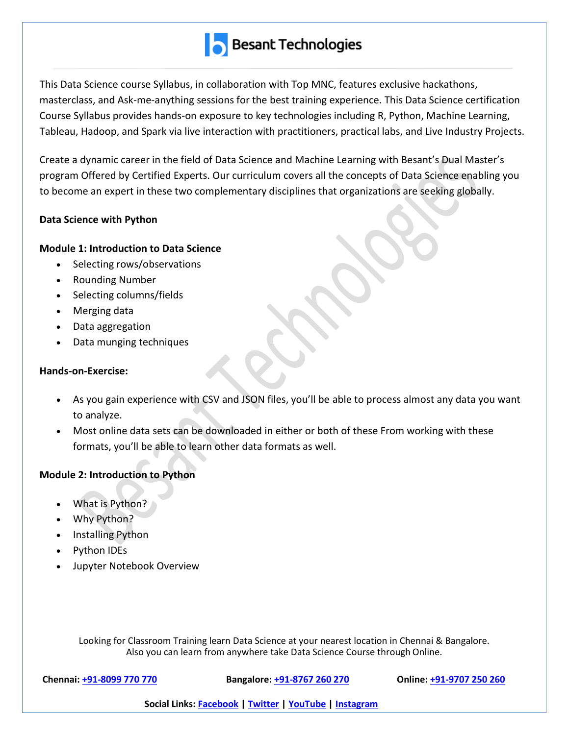This Data Science course Syllabus, in collaboration with Top MNC, features exclusive hackathons, masterclass, and Ask-me-anything sessions for the best training experience. This Data Science certification Course Syllabus provides hands-on exposure to key technologies including R, Python, Machine Learning, Tableau, Hadoop, and Spark via live interaction with practitioners, practical labs, and Live Industry Projects.

Create a dynamic career in the field of Data Science and Machine Learning with Besant's Dual Master's program Offered by Certified Experts. Our curriculum covers all the concepts of Data Science enabling you to become an expert in these two complementary disciplines that organizations are seeking globally.

**Data Science with Python**

**Module 1: Introduction to Data Science**

- Selecting rows/observations
- Rounding Number
- Selecting columns/fields
- Merging data
- Data aggregation
- Data munging techniques

**Hands-on-Exercise:**

- As you gain experience with CSV and JSON files, you'll be able to process almost any data you want to analyze.
- Most online data sets can be downloaded in either or both of these From working with these formats, you'll be able to learn other data formats as well.

**Module 2: Introduction to Python**

- What is Python?
- Why Python?
- Installing Python
- Python IDEs
- Jupyter Notebook Overview

Looking for Classroom Training learn Data Science at your nearest location in Chennai & Bangalore.
Also you can learn from anywhere take Data Science Course through Online.

**Chennai:** +91-8099 770 770 **Bangalore:** +91-8767 260 270 **Online:** +91-9707 250 260

**Social Links:** Facebook | Twitter | YouTube | Instagram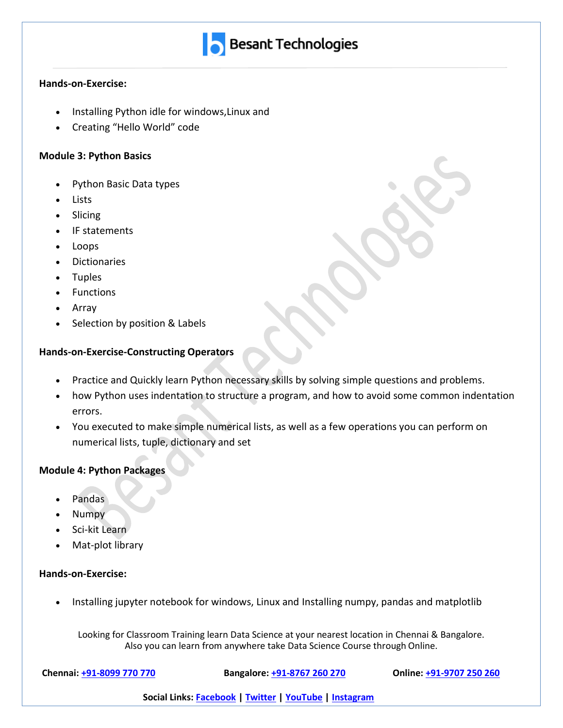**Hands-on-Exercise:**

- Installing Python idle for windows,Linux and
- Creating "Hello World" code

**Module 3: Python Basics**

- Python Basic Data types
- Lists
- Slicing
- IF statements
- Loops
- Dictionaries
- Tuples
- Functions
- Array
- Selection by position & Labels

**Hands-on-Exercise-Constructing Operators**

- Practice and Quickly learn Python necessary skills by solving simple questions and problems.
- how Python uses indentation to structure a program, and how to avoid some common indentation errors.
- You executed to make simple numerical lists, as well as a few operations you can perform on numerical lists, tuple, dictionary and set

**Module 4: Python Packages**

- Pandas
- Numpy
- Sci-kit Learn
- Mat-plot library

**Hands-on-Exercise:**

- Installing jupyter notebook for windows, Linux and Installing numpy, pandas and matplotlib

Looking for Classroom Training learn Data Science at your nearest location in Chennai & Bangalore.
Also you can learn from anywhere take Data Science Course through Online.

**Chennai:** +91-8099 770 770 **Bangalore:** +91-8767 260 270 **Online:** +91-9707 250 260

**Social Links:** Facebook | Twitter | YouTube | Instagram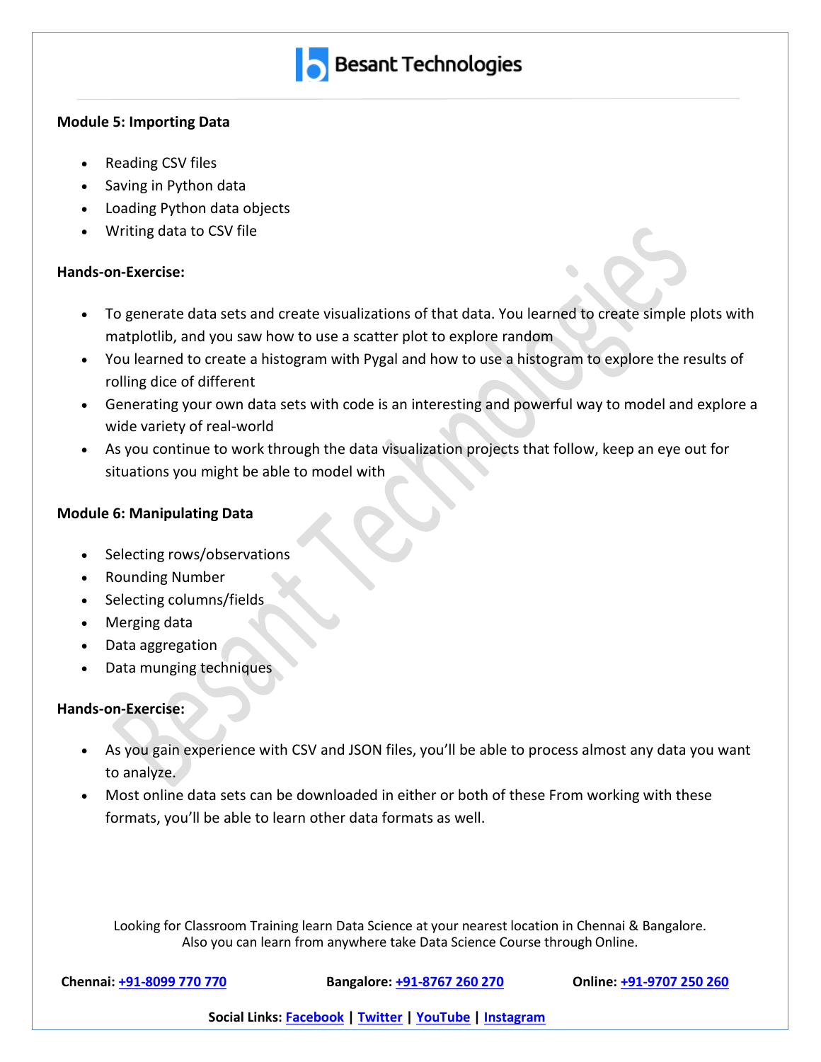**Module 5: Importing Data**

- Reading CSV files
- Saving in Python data
- Loading Python data objects
- Writing data to CSV file

**Hands-on-Exercise:**

- To generate data sets and create visualizations of that data. You learned to create simple plots with matplotlib, and you saw how to use a scatter plot to explore random
- You learned to create a histogram with Pygal and how to use a histogram to explore the results of rolling dice of different
- Generating your own data sets with code is an interesting and powerful way to model and explore a wide variety of real-world
- As you continue to work through the data visualization projects that follow, keep an eye out for situations you might be able to model with

**Module 6: Manipulating Data**

- Selecting rows/observations
- Rounding Number
- Selecting columns/fields
- Merging data
- Data aggregation
- Data munging techniques

**Hands-on-Exercise:**

- As you gain experience with CSV and JSON files, you'll be able to process almost any data you want to analyze.
- Most online data sets can be downloaded in either or both of these From working with these formats, you'll be able to learn other data formats as well.

Looking for Classroom Training learn Data Science at your nearest location in Chennai & Bangalore.
Also you can learn from anywhere take Data Science Course through Online.

**Chennai:** +91-8099 770 770 **Bangalore:** +91-8767 260 270 **Online:** +91-9707 250 260

**Social Links:** Facebook | Twitter | YouTube | Instagram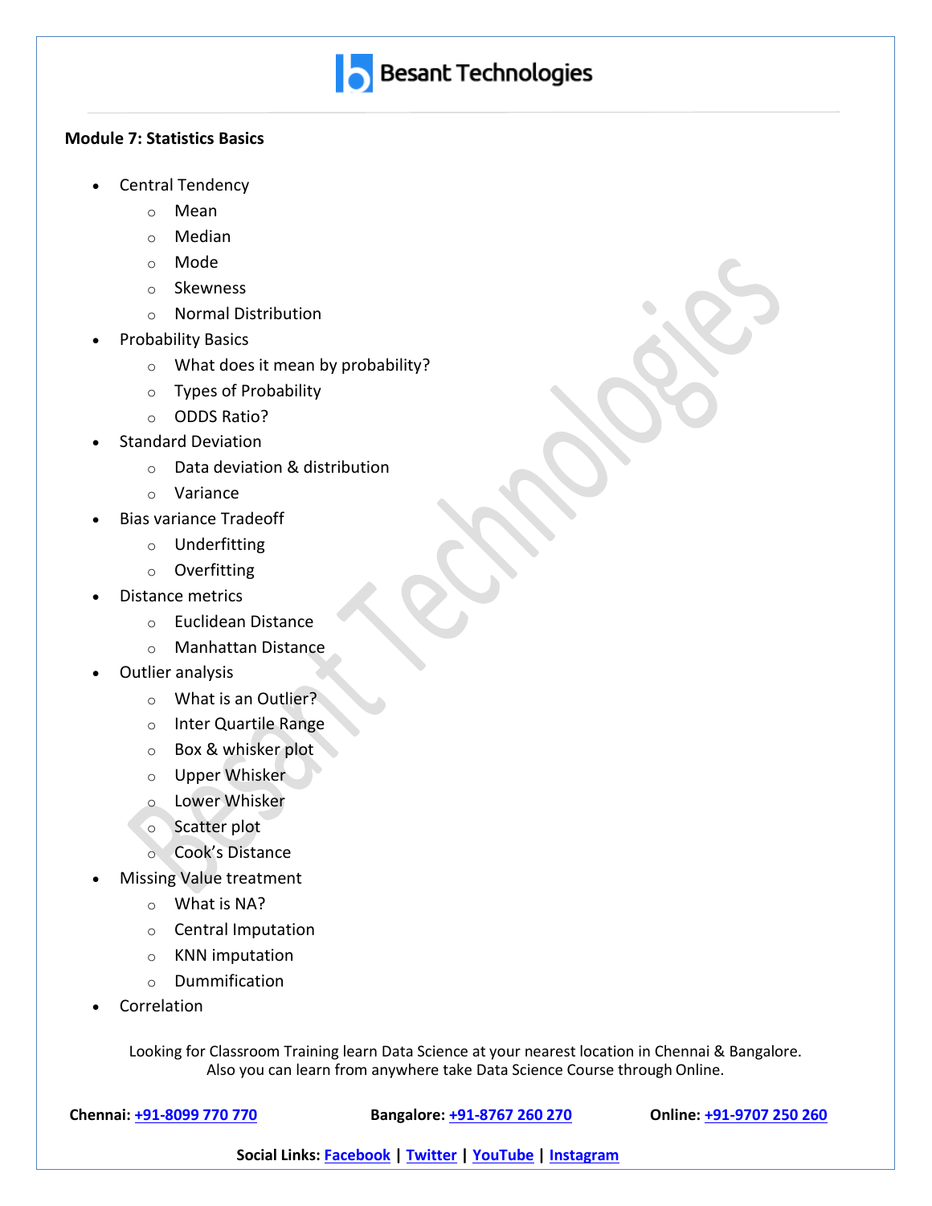**Module 7: Statistics Basics**

- Central Tendency
  - Mean
  - Median
  - Mode
  - Skewness
  - Normal Distribution
- Probability Basics
  - What does it mean by probability?
  - Types of Probability
  - ODDS Ratio?
- Standard Deviation
  - Data deviation & distribution
  - Variance
- Bias variance Tradeoff
  - Underfitting
  - Overfitting
- Distance metrics
  - Euclidean Distance
  - Manhattan Distance
- Outlier analysis
  - What is an Outlier?
  - Inter Quartile Range
  - Box & whisker plot
  - Upper Whisker
  - Lower Whisker
  - Scatter plot
  - Cook's Distance
- Missing Value treatment
  - What is NA?
  - Central Imputation
  - KNN imputation
  - Dummification
- Correlation

Looking for Classroom Training learn Data Science at your nearest location in Chennai & Bangalore. Also you can learn from anywhere take Data Science Course through Online.

**Chennai:** +91-8099 770 770 **Bangalore:** +91-8767 260 270 **Online:** +91-9707 250 260

**Social Links:** Facebook | Twitter | YouTube | Instagram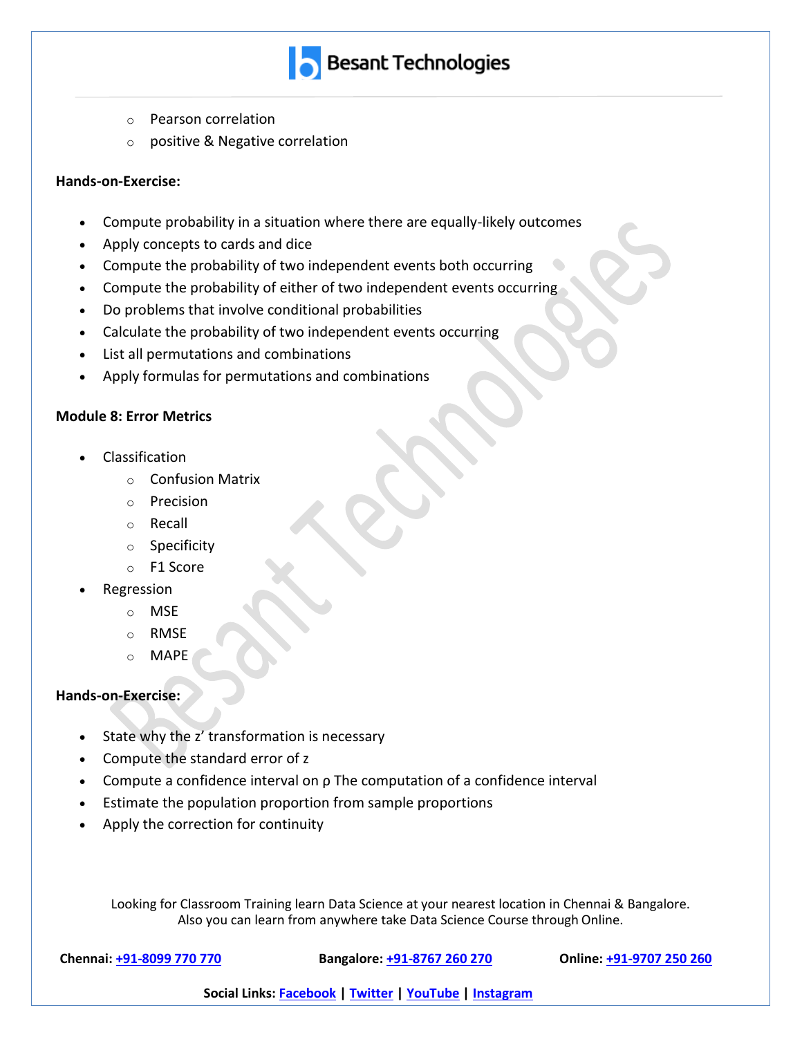- Pearson correlation
- positive & Negative correlation

**Hands-on-Exercise:**

- Compute probability in a situation where there are equally-likely outcomes
- Apply concepts to cards and dice
- Compute the probability of two independent events both occurring
- Compute the probability of either of two independent events occurring
- Do problems that involve conditional probabilities
- Calculate the probability of two independent events occurring
- List all permutations and combinations
- Apply formulas for permutations and combinations

**Module 8: Error Metrics**

- Classification
  - Confusion Matrix
  - Precision
  - Recall
  - Specificity
  - F1 Score
- Regression
  - MSE
  - RMSE
  - MAPE

**Hands-on-Exercise:**

- State why the z' transformation is necessary
- Compute the standard error of z
- Compute a confidence interval on ρ The computation of a confidence interval
- Estimate the population proportion from sample proportions
- Apply the correction for continuity

Looking for Classroom Training learn Data Science at your nearest location in Chennai & Bangalore. Also you can learn from anywhere take Data Science Course through Online.

**Chennai:** +91-8099 770 770 **Bangalore:** +91-8767 260 270 **Online:** +91-9707 250 260

**Social Links:** Facebook | Twitter | YouTube | Instagram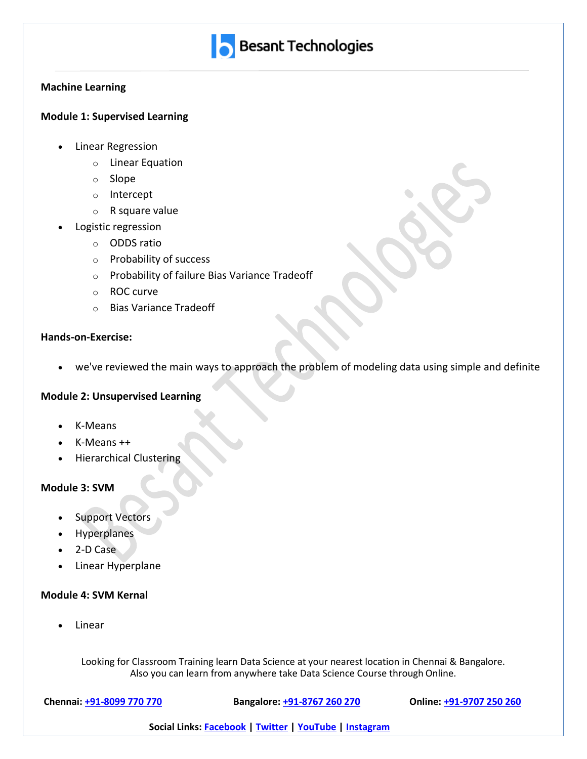**Machine Learning**

**Module 1: Supervised Learning**

- Linear Regression
  - Linear Equation
  - Slope
  - Intercept
  - R square value
- Logistic regression
  - ODDS ratio
  - Probability of success
  - Probability of failure Bias Variance Tradeoff
  - ROC curve
  - Bias Variance Tradeoff

**Hands-on-Exercise:**

- we've reviewed the main ways to approach the problem of modeling data using simple and definite

**Module 2: Unsupervised Learning**

- K-Means
- K-Means ++
- Hierarchical Clustering

**Module 3: SVM**

- Support Vectors
- Hyperplanes
- 2-D Case
- Linear Hyperplane

**Module 4: SVM Kernal**

- Linear

Looking for Classroom Training learn Data Science at your nearest location in Chennai & Bangalore.
Also you can learn from anywhere take Data Science Course through Online.

**Chennai:** +91-8099 770 770 **Bangalore:** +91-8767 260 270 **Online:** +91-9707 250 260

**Social Links:** Facebook | Twitter | YouTube | Instagram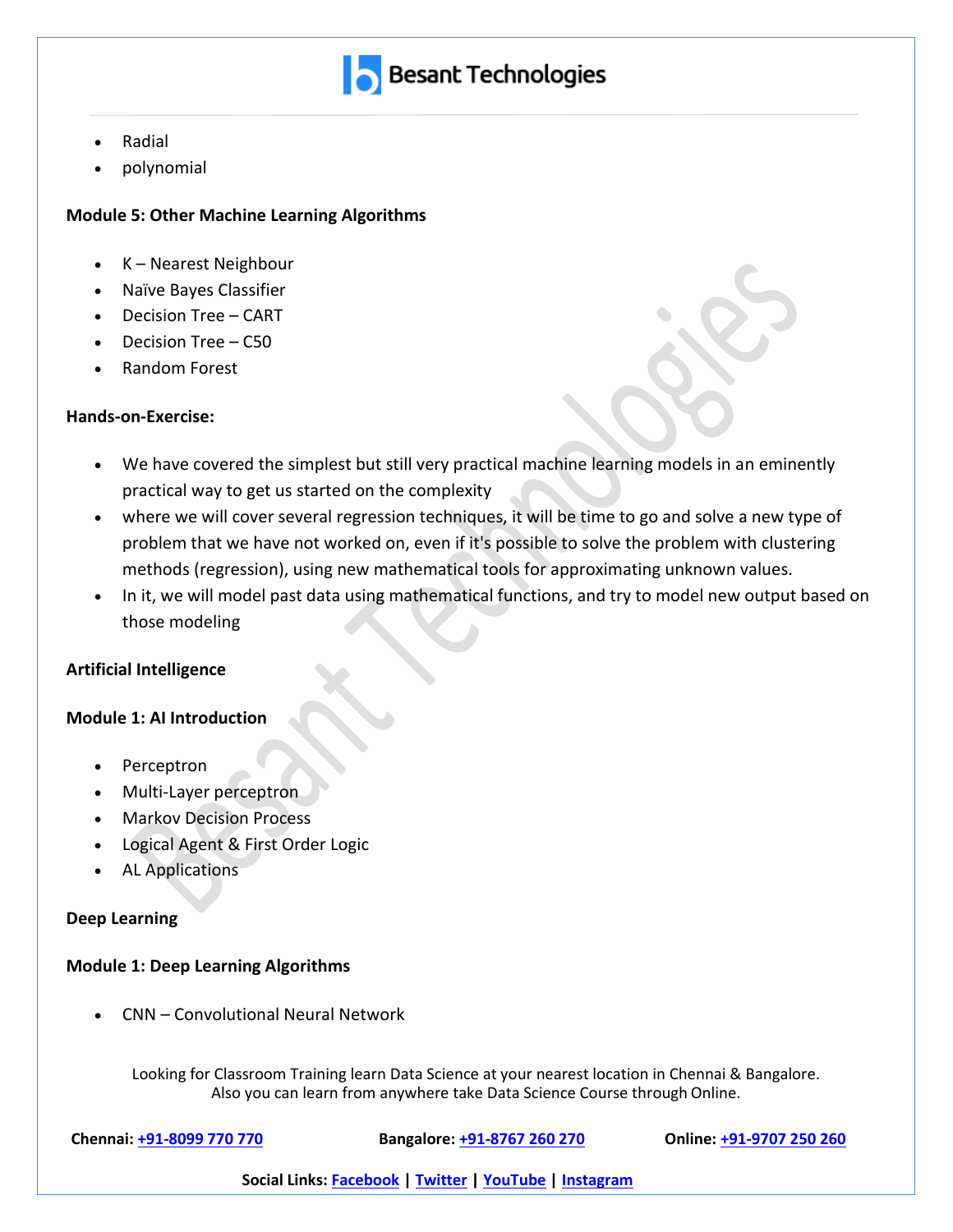- Radial
- polynomial

**Module 5: Other Machine Learning Algorithms**

- K – Nearest Neighbour
- Naïve Bayes Classifier
- Decision Tree – CART
- Decision Tree – C50
- Random Forest

**Hands-on-Exercise:**

- We have covered the simplest but still very practical machine learning models in an eminently practical way to get us started on the complexity
- where we will cover several regression techniques, it will be time to go and solve a new type of problem that we have not worked on, even if it's possible to solve the problem with clustering methods (regression), using new mathematical tools for approximating unknown values.
- In it, we will model past data using mathematical functions, and try to model new output based on those modeling

**Artificial Intelligence**

**Module 1: AI Introduction**

- Perceptron
- Multi-Layer perceptron
- Markov Decision Process
- Logical Agent & First Order Logic
- AL Applications

**Deep Learning**

**Module 1: Deep Learning Algorithms**

- CNN – Convolutional Neural Network

Looking for Classroom Training learn Data Science at your nearest location in Chennai & Bangalore.
Also you can learn from anywhere take Data Science Course through Online.

**Chennai:** +91-8099 770 770 **Bangalore:** +91-8767 260 270 **Online:** +91-9707 250 260

**Social Links:** Facebook | Twitter | YouTube | Instagram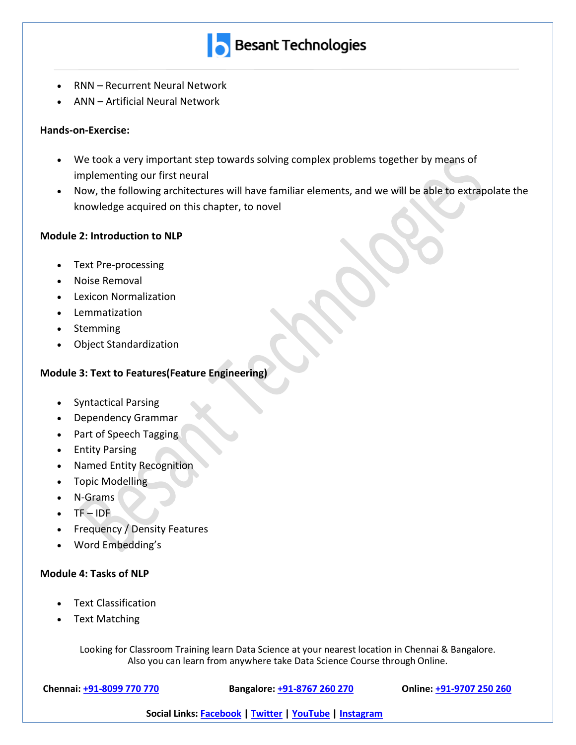- RNN – Recurrent Neural Network
- ANN – Artificial Neural Network

**Hands-on-Exercise:**

- We took a very important step towards solving complex problems together by means of implementing our first neural
- Now, the following architectures will have familiar elements, and we will be able to extrapolate the knowledge acquired on this chapter, to novel

**Module 2: Introduction to NLP**

- Text Pre-processing
- Noise Removal
- Lexicon Normalization
- Lemmatization
- Stemming
- Object Standardization

**Module 3: Text to Features(Feature Engineering)**

- Syntactical Parsing
- Dependency Grammar
- Part of Speech Tagging
- Entity Parsing
- Named Entity Recognition
- Topic Modelling
- N-Grams
- TF – IDF
- Frequency / Density Features
- Word Embedding's

**Module 4: Tasks of NLP**

- Text Classification
- Text Matching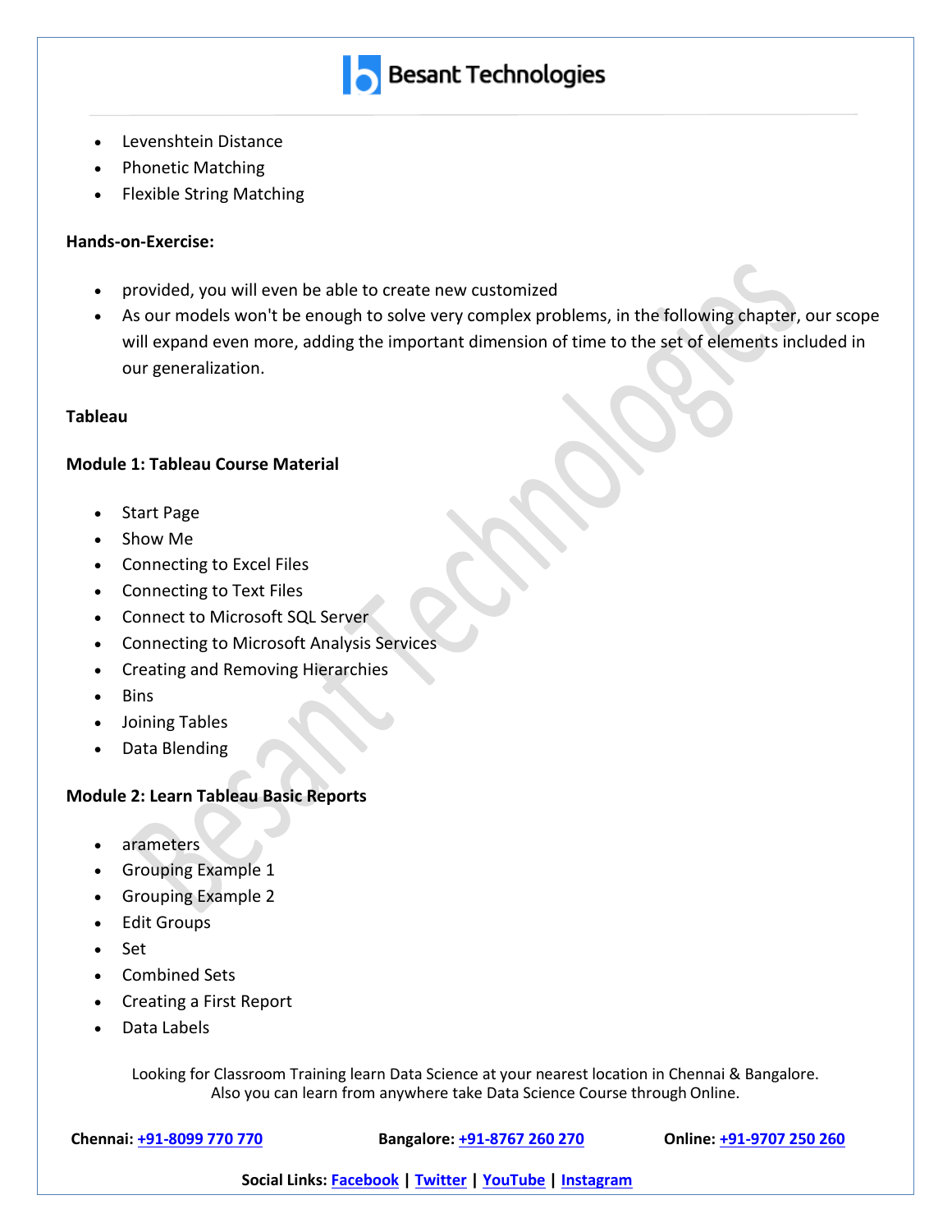- Levenshtein Distance
- Phonetic Matching
- Flexible String Matching

**Hands-on-Exercise:**

- provided, you will even be able to create new customized
- As our models won't be enough to solve very complex problems, in the following chapter, our scope will expand even more, adding the important dimension of time to the set of elements included in our generalization.

**Tableau**

**Module 1: Tableau Course Material**

- Start Page
- Show Me
- Connecting to Excel Files
- Connecting to Text Files
- Connect to Microsoft SQL Server
- Connecting to Microsoft Analysis Services
- Creating and Removing Hierarchies
- Bins
- Joining Tables
- Data Blending

**Module 2: Learn Tableau Basic Reports**

- arameters
- Grouping Example 1
- Grouping Example 2
- Edit Groups
- Set
- Combined Sets
- Creating a First Report
- Data Labels

Looking for Classroom Training learn Data Science at your nearest location in Chennai & Bangalore.
Also you can learn from anywhere take Data Science Course through Online.

**Chennai:** +91-8099 770 770 **Bangalore:** +91-8767 260 270 **Online:** +91-9707 250 260

**Social Links:** Facebook | Twitter | YouTube | Instagram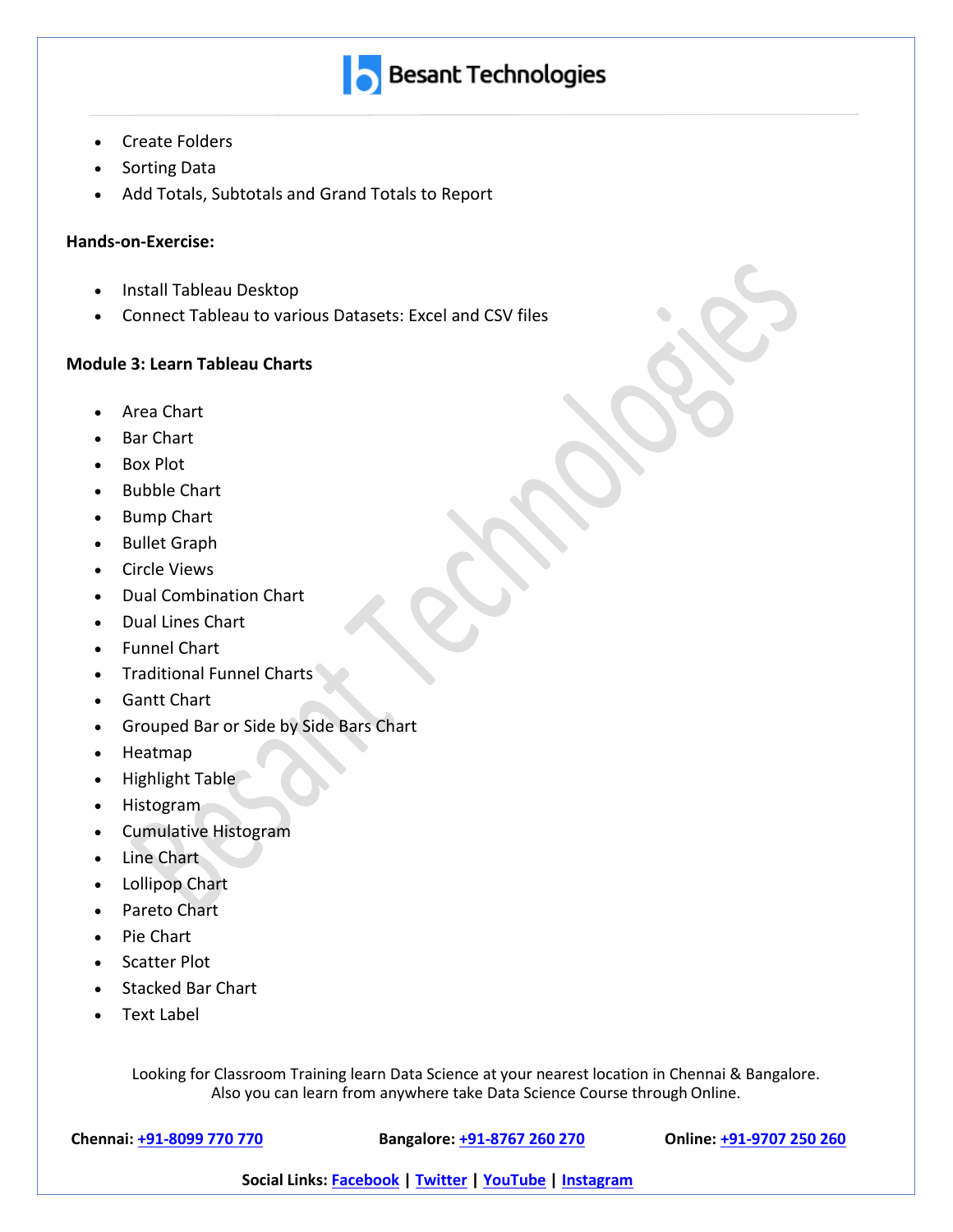- Create Folders
- Sorting Data
- Add Totals, Subtotals and Grand Totals to Report

**Hands-on-Exercise:**

- Install Tableau Desktop
- Connect Tableau to various Datasets: Excel and CSV files

**Module 3: Learn Tableau Charts**

- Area Chart
- Bar Chart
- Box Plot
- Bubble Chart
- Bump Chart
- Bullet Graph
- Circle Views
- Dual Combination Chart
- Dual Lines Chart
- Funnel Chart
- Traditional Funnel Charts
- Gantt Chart
- Grouped Bar or Side by Side Bars Chart
- Heatmap
- Highlight Table
- Histogram
- Cumulative Histogram
- Line Chart
- Lollipop Chart
- Pareto Chart
- Pie Chart
- Scatter Plot
- Stacked Bar Chart
- Text Label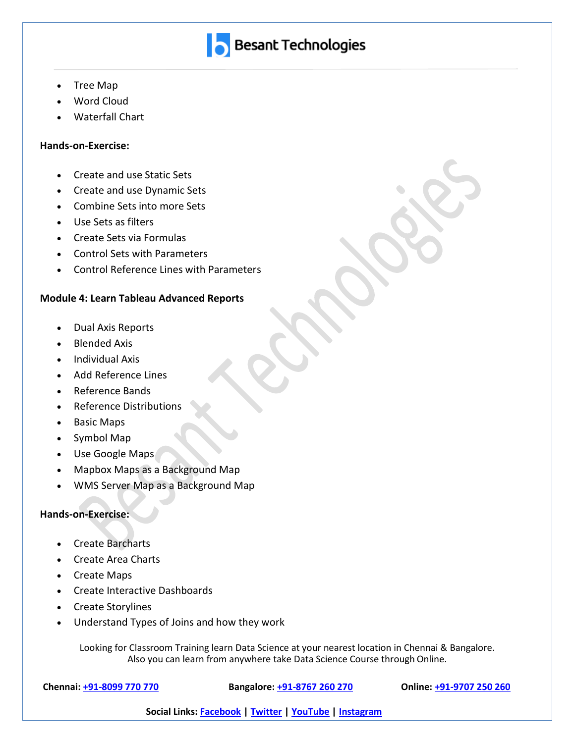- Tree Map
- Word Cloud
- Waterfall Chart

**Hands-on-Exercise:**

- Create and use Static Sets
- Create and use Dynamic Sets
- Combine Sets into more Sets
- Use Sets as filters
- Create Sets via Formulas
- Control Sets with Parameters
- Control Reference Lines with Parameters

**Module 4: Learn Tableau Advanced Reports**

- Dual Axis Reports
- Blended Axis
- Individual Axis
- Add Reference Lines
- Reference Bands
- Reference Distributions
- Basic Maps
- Symbol Map
- Use Google Maps
- Mapbox Maps as a Background Map
- WMS Server Map as a Background Map

**Hands-on-Exercise:**

- Create Barcharts
- Create Area Charts
- Create Maps
- Create Interactive Dashboards
- Create Storylines
- Understand Types of Joins and how they work

Looking for Classroom Training learn Data Science at your nearest location in Chennai & Bangalore.
Also you can learn from anywhere take Data Science Course through Online.

**Chennai:** +91-8099 770 770 **Bangalore:** +91-8767 260 270 **Online:** +91-9707 250 260

**Social Links:** Facebook | Twitter | YouTube | Instagram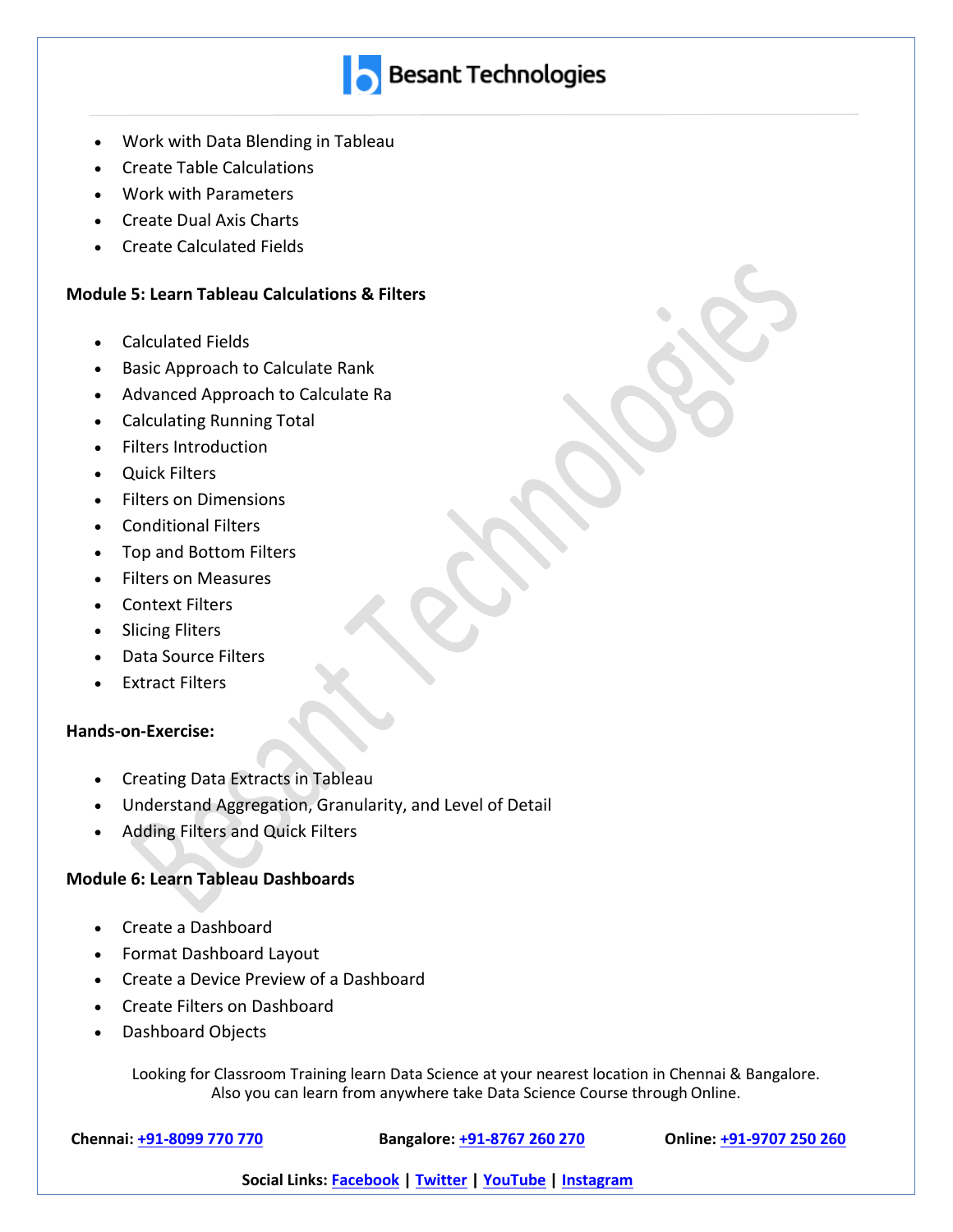- Work with Data Blending in Tableau
- Create Table Calculations
- Work with Parameters
- Create Dual Axis Charts
- Create Calculated Fields

**Module 5: Learn Tableau Calculations & Filters**

- Calculated Fields
- Basic Approach to Calculate Rank
- Advanced Approach to Calculate Ra
- Calculating Running Total
- Filters Introduction
- Quick Filters
- Filters on Dimensions
- Conditional Filters
- Top and Bottom Filters
- Filters on Measures
- Context Filters
- Slicing Fliters
- Data Source Filters
- Extract Filters

**Hands-on-Exercise:**

- Creating Data Extracts in Tableau
- Understand Aggregation, Granularity, and Level of Detail
- Adding Filters and Quick Filters

**Module 6: Learn Tableau Dashboards**

- Create a Dashboard
- Format Dashboard Layout
- Create a Device Preview of a Dashboard
- Create Filters on Dashboard
- Dashboard Objects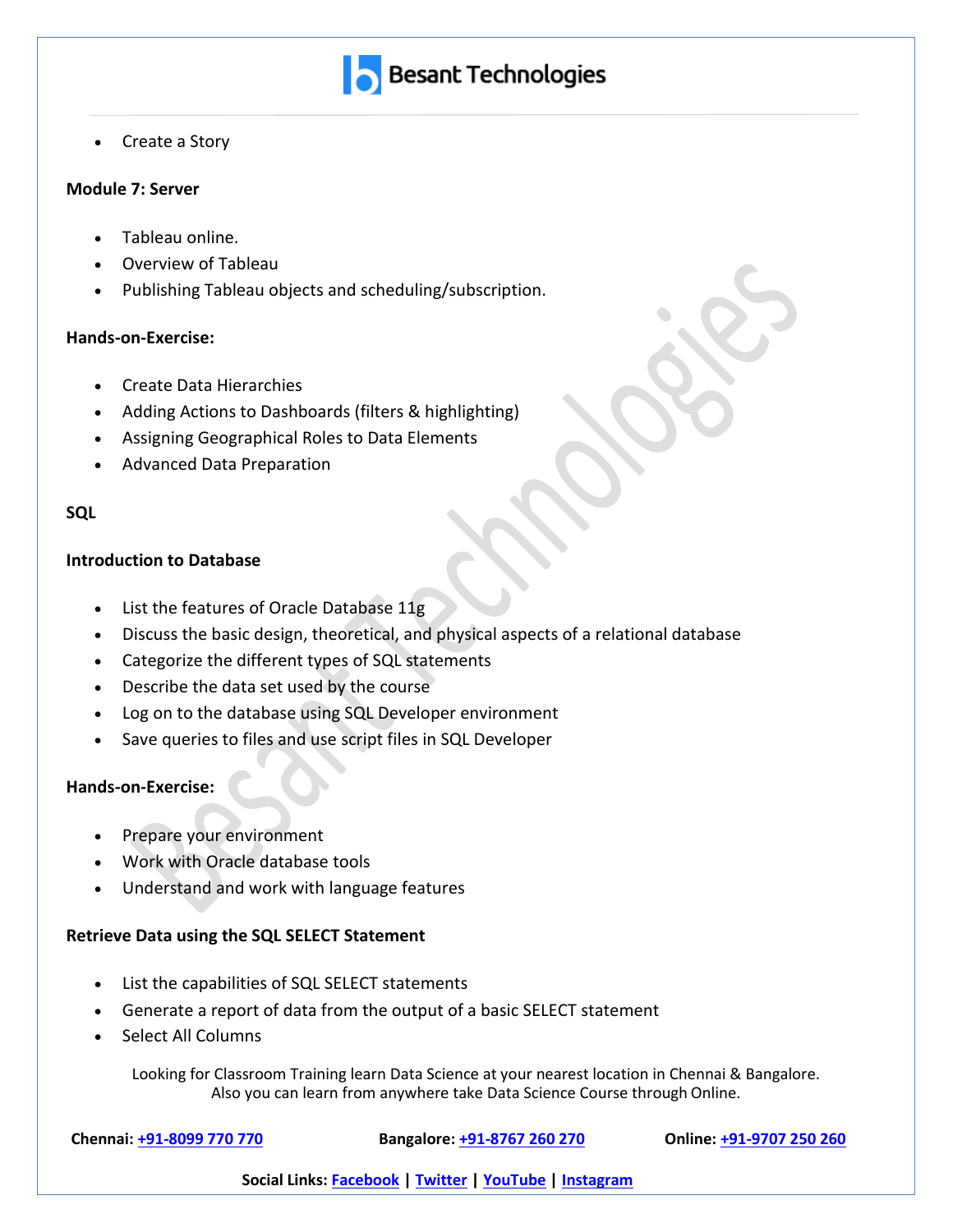- Create a Story

**Module 7: Server**

- Tableau online.
- Overview of Tableau
- Publishing Tableau objects and scheduling/subscription.

**Hands-on-Exercise:**

- Create Data Hierarchies
- Adding Actions to Dashboards (filters & highlighting)
- Assigning Geographical Roles to Data Elements
- Advanced Data Preparation

**SQL**

**Introduction to Database**

- List the features of Oracle Database 11g
- Discuss the basic design, theoretical, and physical aspects of a relational database
- Categorize the different types of SQL statements
- Describe the data set used by the course
- Log on to the database using SQL Developer environment
- Save queries to files and use script files in SQL Developer

**Hands-on-Exercise:**

- Prepare your environment
- Work with Oracle database tools
- Understand and work with language features

**Retrieve Data using the SQL SELECT Statement**

- List the capabilities of SQL SELECT statements
- Generate a report of data from the output of a basic SELECT statement
- Select All Columns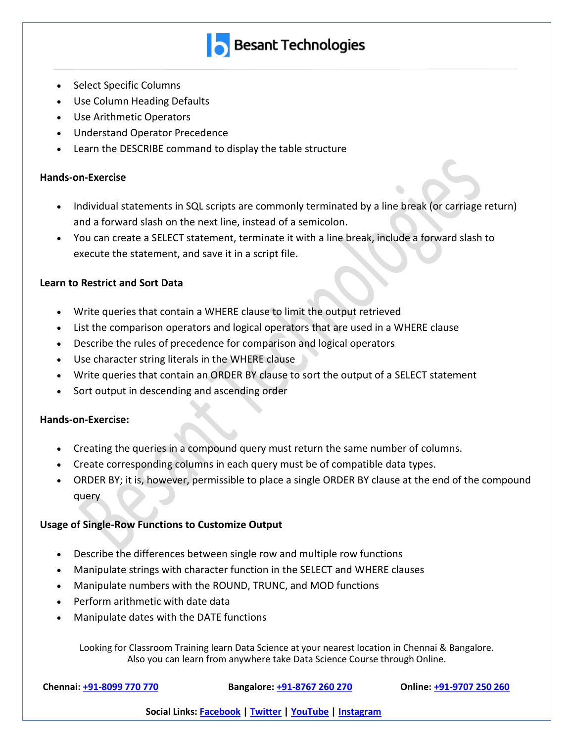- Select Specific Columns
- Use Column Heading Defaults
- Use Arithmetic Operators
- Understand Operator Precedence
- Learn the DESCRIBE command to display the table structure

**Hands-on-Exercise**

- Individual statements in SQL scripts are commonly terminated by a line break (or carriage return) and a forward slash on the next line, instead of a semicolon.
- You can create a SELECT statement, terminate it with a line break, include a forward slash to execute the statement, and save it in a script file.

**Learn to Restrict and Sort Data**

- Write queries that contain a WHERE clause to limit the output retrieved
- List the comparison operators and logical operators that are used in a WHERE clause
- Describe the rules of precedence for comparison and logical operators
- Use character string literals in the WHERE clause
- Write queries that contain an ORDER BY clause to sort the output of a SELECT statement
- Sort output in descending and ascending order

**Hands-on-Exercise:**

- Creating the queries in a compound query must return the same number of columns.
- Create corresponding columns in each query must be of compatible data types.
- ORDER BY; it is, however, permissible to place a single ORDER BY clause at the end of the compound query

**Usage of Single-Row Functions to Customize Output**

- Describe the differences between single row and multiple row functions
- Manipulate strings with character function in the SELECT and WHERE clauses
- Manipulate numbers with the ROUND, TRUNC, and MOD functions
- Perform arithmetic with date data
- Manipulate dates with the DATE functions

Looking for Classroom Training learn Data Science at your nearest location in Chennai & Bangalore.
Also you can learn from anywhere take Data Science Course through Online.

**Chennai:** +91-8099 770 770 **Bangalore:** +91-8767 260 270 **Online:** +91-9707 250 260

**Social Links:** Facebook | Twitter | YouTube | Instagram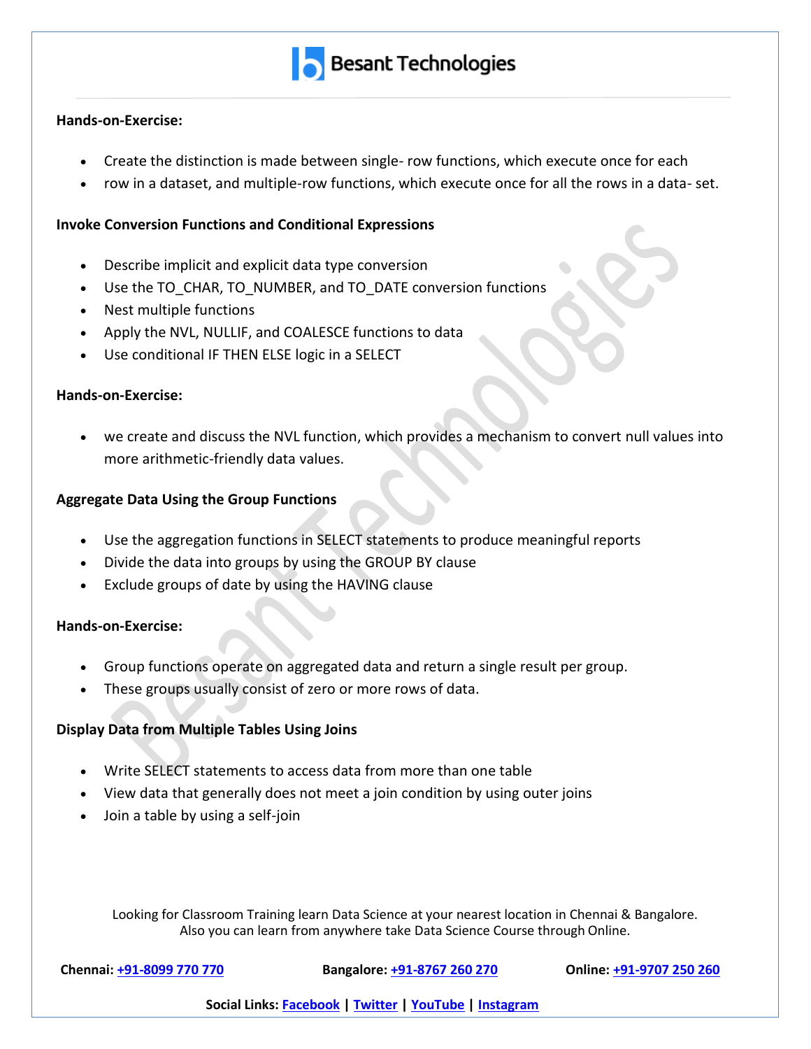**Hands-on-Exercise:**

- Create the distinction is made between single- row functions, which execute once for each
- row in a dataset, and multiple-row functions, which execute once for all the rows in a data- set.

**Invoke Conversion Functions and Conditional Expressions**

- Describe implicit and explicit data type conversion
- Use the TO_CHAR, TO_NUMBER, and TO_DATE conversion functions
- Nest multiple functions
- Apply the NVL, NULLIF, and COALESCE functions to data
- Use conditional IF THEN ELSE logic in a SELECT

**Hands-on-Exercise:**

- we create and discuss the NVL function, which provides a mechanism to convert null values into more arithmetic-friendly data values.

**Aggregate Data Using the Group Functions**

- Use the aggregation functions in SELECT statements to produce meaningful reports
- Divide the data into groups by using the GROUP BY clause
- Exclude groups of date by using the HAVING clause

**Hands-on-Exercise:**

- Group functions operate on aggregated data and return a single result per group.
- These groups usually consist of zero or more rows of data.

**Display Data from Multiple Tables Using Joins**

- Write SELECT statements to access data from more than one table
- View data that generally does not meet a join condition by using outer joins
- Join a table by using a self-join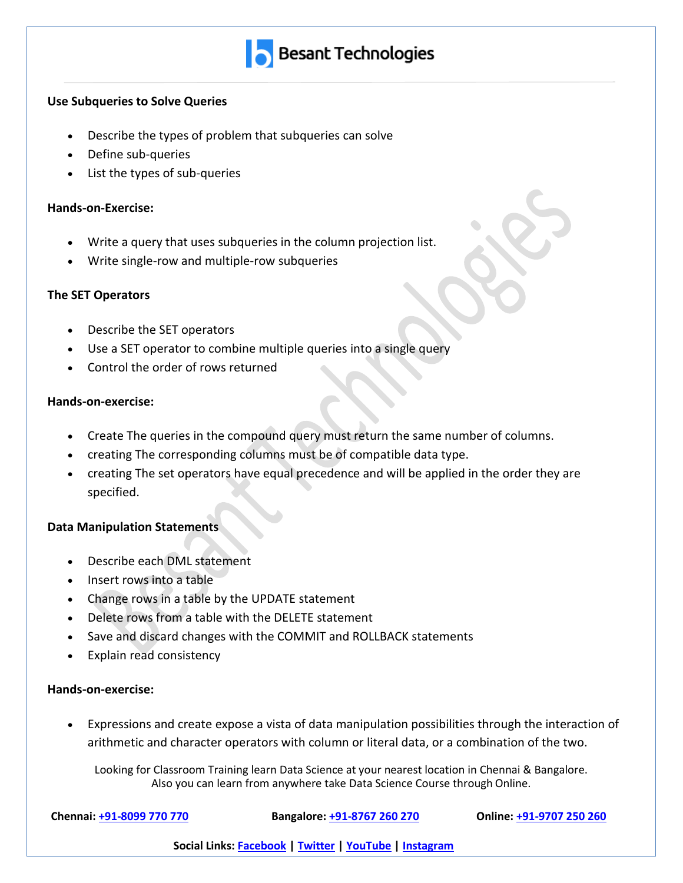### Use Subqueries to Solve Queries

- Describe the types of problem that subqueries can solve
- Define sub-queries
- List the types of sub-queries

### Hands-on-Exercise:

- Write a query that uses subqueries in the column projection list.
- Write single-row and multiple-row subqueries

### The SET Operators

- Describe the SET operators
- Use a SET operator to combine multiple queries into a single query
- Control the order of rows returned

### Hands-on-exercise:

- Create The queries in the compound query must return the same number of columns.
- creating The corresponding columns must be of compatible data type.
- creating The set operators have equal precedence and will be applied in the order they are specified.

### Data Manipulation Statements

- Describe each DML statement
- Insert rows into a table
- Change rows in a table by the UPDATE statement
- Delete rows from a table with the DELETE statement
- Save and discard changes with the COMMIT and ROLLBACK statements
- Explain read consistency

### Hands-on-exercise:

- Expressions and create expose a vista of data manipulation possibilities through the interaction of arithmetic and character operators with column or literal data, or a combination of the two.

Looking for Classroom Training learn Data Science at your nearest location in Chennai & Bangalore.
Also you can learn from anywhere take Data Science Course through Online.

**Chennai:** +91-8099 770 770 **Bangalore:** +91-8767 260 270 **Online:** +91-9707 250 260

**Social Links:** Facebook | Twitter | YouTube | Instagram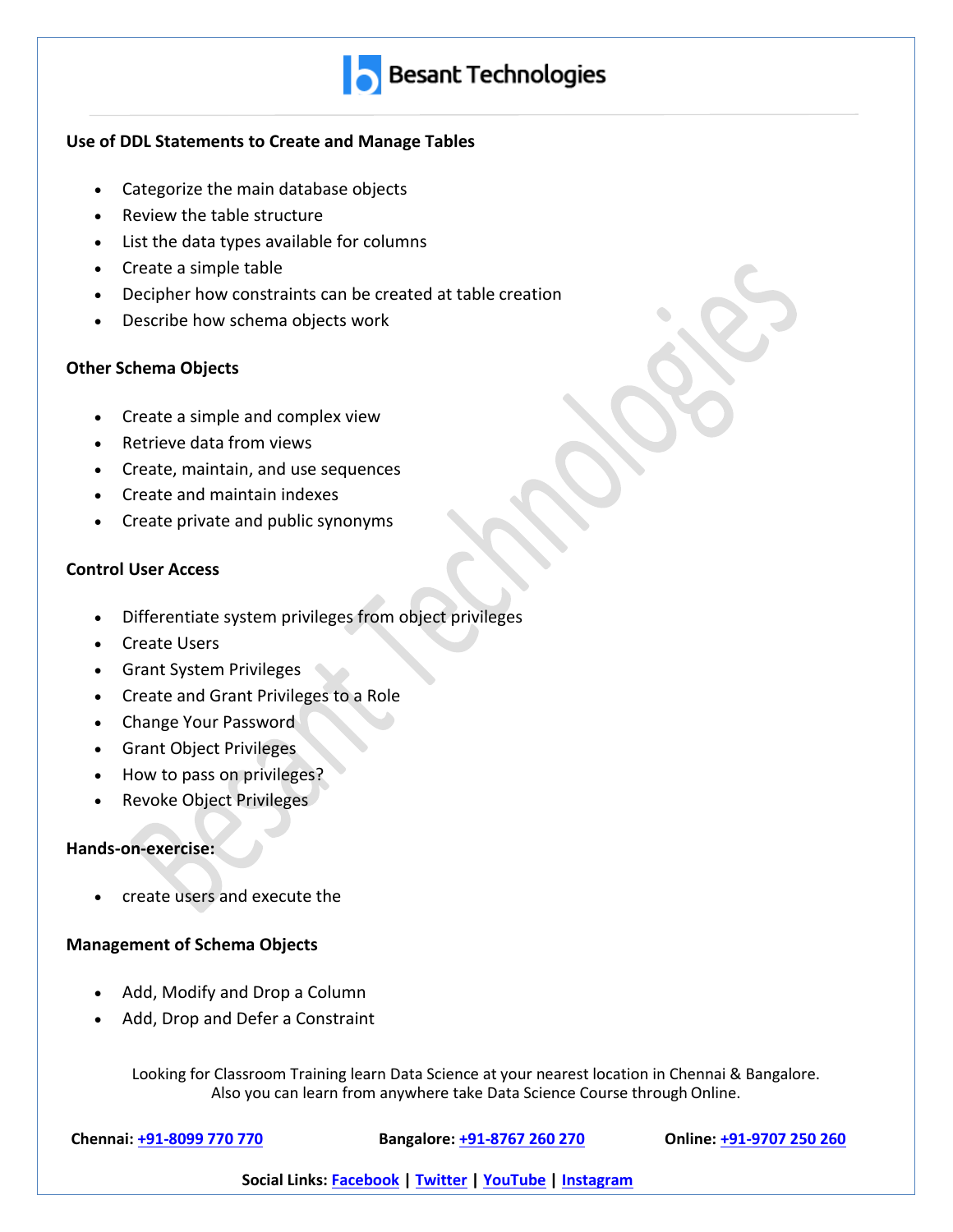**Use of DDL Statements to Create and Manage Tables**

- Categorize the main database objects
- Review the table structure
- List the data types available for columns
- Create a simple table
- Decipher how constraints can be created at table creation
- Describe how schema objects work

**Other Schema Objects**

- Create a simple and complex view
- Retrieve data from views
- Create, maintain, and use sequences
- Create and maintain indexes
- Create private and public synonyms

**Control User Access**

- Differentiate system privileges from object privileges
- Create Users
- Grant System Privileges
- Create and Grant Privileges to a Role
- Change Your Password
- Grant Object Privileges
- How to pass on privileges?
- Revoke Object Privileges

**Hands-on-exercise:**

- create users and execute the

**Management of Schema Objects**

- Add, Modify and Drop a Column
- Add, Drop and Defer a Constraint

Looking for Classroom Training learn Data Science at your nearest location in Chennai & Bangalore.
Also you can learn from anywhere take Data Science Course through Online.

**Chennai:** +91-8099 770 770 **Bangalore:** +91-8767 260 270 **Online:** +91-9707 250 260

**Social Links:** Facebook | Twitter | YouTube | Instagram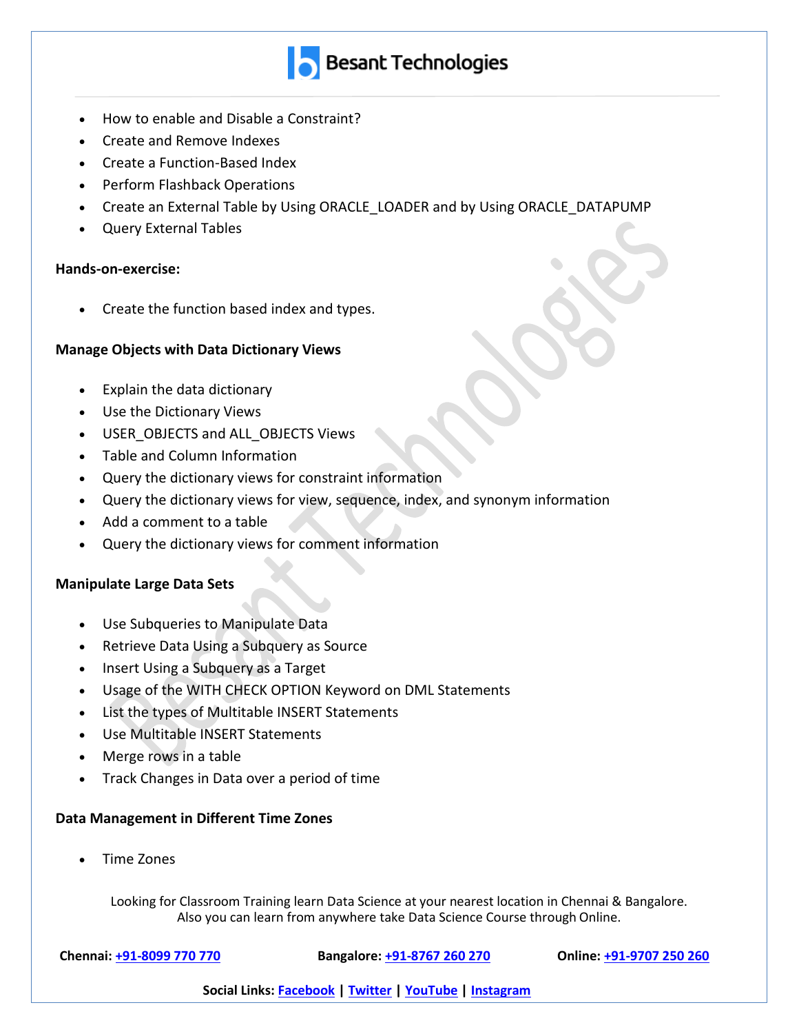- How to enable and Disable a Constraint?
- Create and Remove Indexes
- Create a Function-Based Index
- Perform Flashback Operations
- Create an External Table by Using ORACLE_LOADER and by Using ORACLE_DATAPUMP
- Query External Tables

**Hands-on-exercise:**

- Create the function based index and types.

**Manage Objects with Data Dictionary Views**

- Explain the data dictionary
- Use the Dictionary Views
- USER_OBJECTS and ALL_OBJECTS Views
- Table and Column Information
- Query the dictionary views for constraint information
- Query the dictionary views for view, sequence, index, and synonym information
- Add a comment to a table
- Query the dictionary views for comment information

**Manipulate Large Data Sets**

- Use Subqueries to Manipulate Data
- Retrieve Data Using a Subquery as Source
- Insert Using a Subquery as a Target
- Usage of the WITH CHECK OPTION Keyword on DML Statements
- List the types of Multitable INSERT Statements
- Use Multitable INSERT Statements
- Merge rows in a table
- Track Changes in Data over a period of time

**Data Management in Different Time Zones**

- Time Zones

Looking for Classroom Training learn Data Science at your nearest location in Chennai & Bangalore.
Also you can learn from anywhere take Data Science Course through Online.

**Chennai:** +91-8099 770 770 **Bangalore:** +91-8767 260 270 **Online:** +91-9707 250 260

**Social Links:** Facebook | Twitter | YouTube | Instagram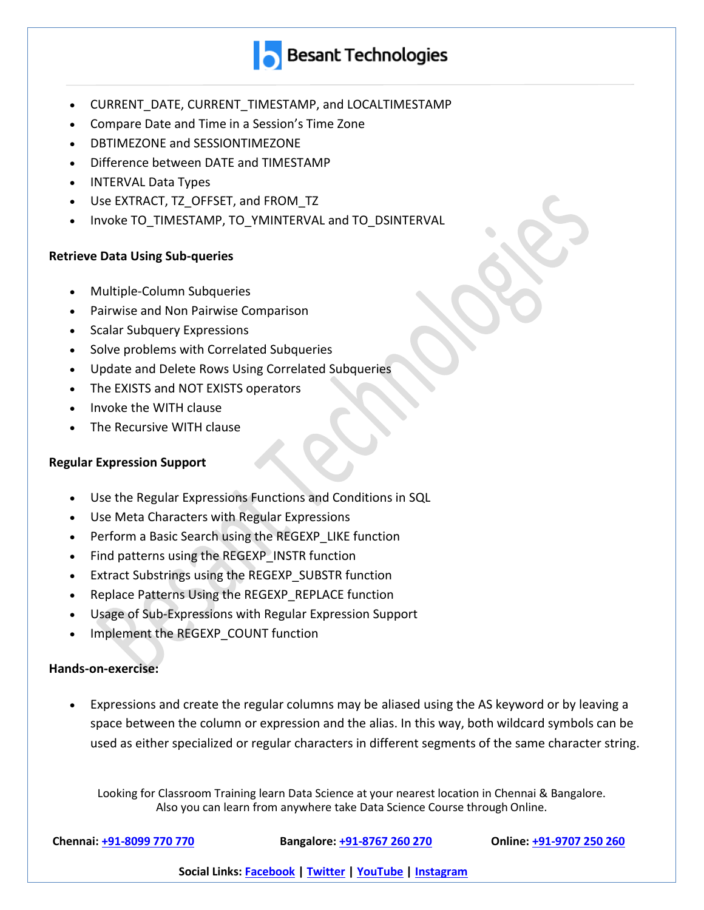- CURRENT_DATE, CURRENT_TIMESTAMP, and LOCALTIMESTAMP
- Compare Date and Time in a Session's Time Zone
- DBTIMEZONE and SESSIONTIMEZONE
- Difference between DATE and TIMESTAMP
- INTERVAL Data Types
- Use EXTRACT, TZ_OFFSET, and FROM_TZ
- Invoke TO_TIMESTAMP, TO_YMINTERVAL and TO_DSINTERVAL

**Retrieve Data Using Sub-queries**

- Multiple-Column Subqueries
- Pairwise and Non Pairwise Comparison
- Scalar Subquery Expressions
- Solve problems with Correlated Subqueries
- Update and Delete Rows Using Correlated Subqueries
- The EXISTS and NOT EXISTS operators
- Invoke the WITH clause
- The Recursive WITH clause

**Regular Expression Support**

- Use the Regular Expressions Functions and Conditions in SQL
- Use Meta Characters with Regular Expressions
- Perform a Basic Search using the REGEXP_LIKE function
- Find patterns using the REGEXP_INSTR function
- Extract Substrings using the REGEXP_SUBSTR function
- Replace Patterns Using the REGEXP_REPLACE function
- Usage of Sub-Expressions with Regular Expression Support
- Implement the REGEXP_COUNT function

**Hands-on-exercise:**

- Expressions and create the regular columns may be aliased using the AS keyword or by leaving a space between the column or expression and the alias. In this way, both wildcard symbols can be used as either specialized or regular characters in different segments of the same character string.

Looking for Classroom Training learn Data Science at your nearest location in Chennai & Bangalore.
Also you can learn from anywhere take Data Science Course through Online.

**Chennai:** +91-8099 770 770 **Bangalore:** +91-8767 260 270 **Online:** +91-9707 250 260

**Social Links:** Facebook | Twitter | YouTube | Instagram